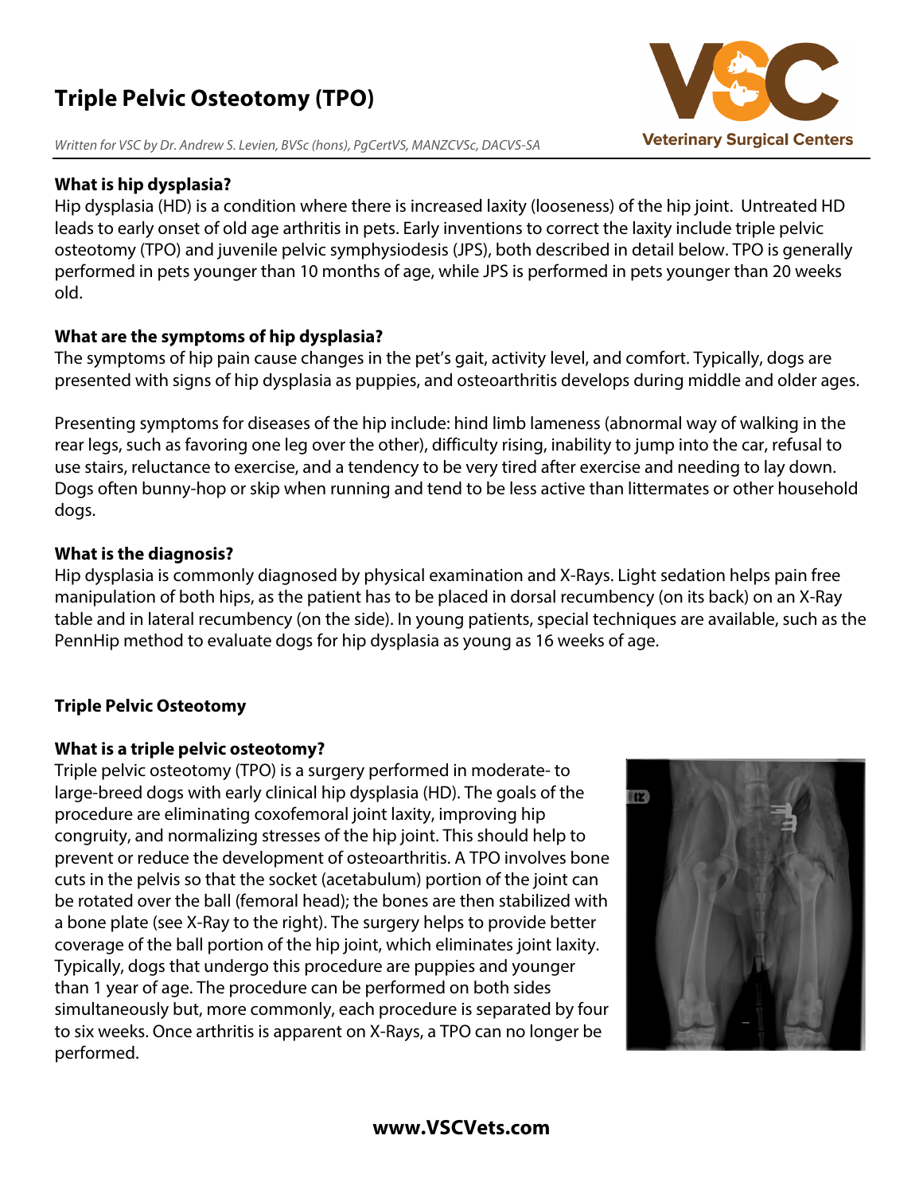# Triple Pelvic Osteotomy (TPO)

*Written for VSC by Dr. Andrew S. Levien, BVSc (hons), PgCertVS, MANZCVSc, DACVS-SA*

**What is hip dysplasia?**

Hip dysplasia (HD) is a condition where there is increased laxity (looseness) of the hip joint. Untreated HD leads to early onset of old age arthritis in pets. Early inventions to correct the laxity include triple pelvic osteotomy (TPO) and juvenile pelvic symphysiodesis (JPS), both described in detail below. TPO is generally performed in pets younger than 10 months of age, while JPS is performed in pets younger than 20 weeks old.

**What are the symptoms of hip dysplasia?**

The symptoms of hip pain cause changes in the pet's gait, activity level, and comfort. Typically, dogs are presented with signs of hip dysplasia as puppies, and osteoarthritis develops during middle and older ages.

Presenting symptoms for diseases of the hip include: hind limb lameness (abnormal way of walking in the rear legs, such as favoring one leg over the other), difficulty rising, inability to jump into the car, refusal to use stairs, reluctance to exercise, and a tendency to be very tired after exercise and needing to lay down. Dogs often bunny-hop or skip when running and tend to be less active than littermates or other household dogs.

**What is the diagnosis?**

Hip dysplasia is commonly diagnosed by physical examination and X-Rays. Light sedation helps pain free manipulation of both hips, as the patient has to be placed in dorsal recumbency (on its back) on an X-Ray table and in lateral recumbency (on the side). In young patients, special techniques are available, such as the PennHip method to evaluate dogs for hip dysplasia as young as 16 weeks of age.

## Triple Pelvic Osteotomy

**What is a triple pelvic osteotomy?**

Triple pelvic osteotomy (TPO) is a surgery performed in moderate- to large-breed dogs with early clinical hip dysplasia (HD). The goals of the procedure are eliminating coxofemoral joint laxity, improving hip congruity, and normalizing stresses of the hip joint. This should help to prevent or reduce the development of osteoarthritis. A TPO involves bone cuts in the pelvis so that the socket (acetabulum) portion of the joint can be rotated over the ball (femoral head); the bones are then stabilized with a bone plate (see X-Ray to the right). The surgery helps to provide better coverage of the ball portion of the hip joint, which eliminates joint laxity. Typically, dogs that undergo this procedure are puppies and younger than 1 year of age. The procedure can be performed on both sides simultaneously but, more commonly, each procedure is separated by four to six weeks. Once arthritis is apparent on X-Rays, a TPO can no longer be performed.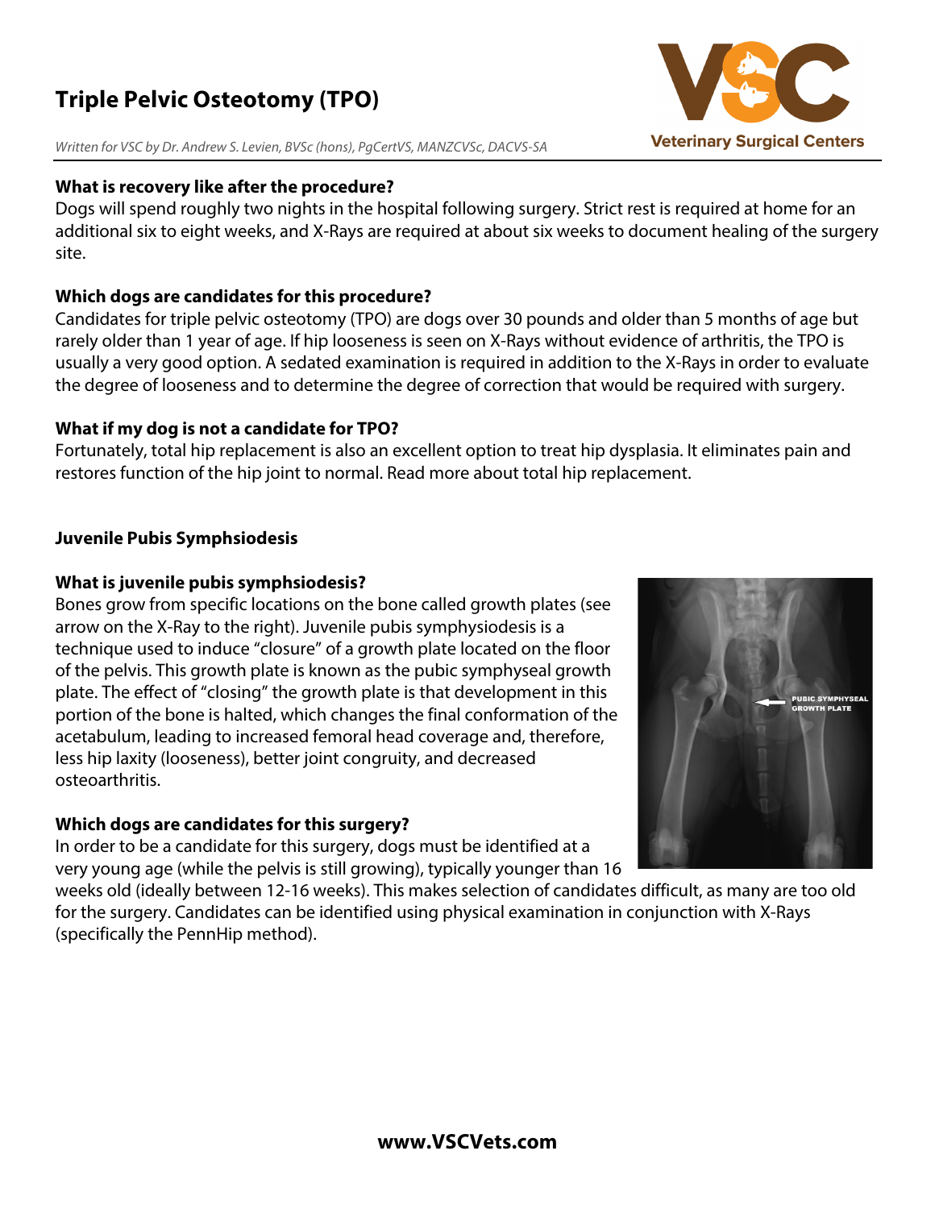# Triple Pelvic Osteotomy (TPO)

*Written for VSC by Dr. Andrew S. Levien, BVSc (hons), PgCertVS, MANZCVSc, DACVS-SA*

**What is recovery like after the procedure?**

Dogs will spend roughly two nights in the hospital following surgery. Strict rest is required at home for an additional six to eight weeks, and X-Rays are required at about six weeks to document healing of the surgery site.

**Which dogs are candidates for this procedure?**

Candidates for triple pelvic osteotomy (TPO) are dogs over 30 pounds and older than 5 months of age but rarely older than 1 year of age. If hip looseness is seen on X-Rays without evidence of arthritis, the TPO is usually a very good option. A sedated examination is required in addition to the X-Rays in order to evaluate the degree of looseness and to determine the degree of correction that would be required with surgery.

**What if my dog is not a candidate for TPO?**

Fortunately, total hip replacement is also an excellent option to treat hip dysplasia. It eliminates pain and restores function of the hip joint to normal. Read more about total hip replacement.

**Juvenile Pubis Symphsiodesis**

**What is juvenile pubis symphsiodesis?**

Bones grow from specific locations on the bone called growth plates (see arrow on the X-Ray to the right). Juvenile pubis symphysiodesis is a technique used to induce "closure" of a growth plate located on the floor of the pelvis. This growth plate is known as the pubic symphyseal growth plate. The effect of "closing" the growth plate is that development in this portion of the bone is halted, which changes the final conformation of the acetabulum, leading to increased femoral head coverage and, therefore, less hip laxity (looseness), better joint congruity, and decreased osteoarthritis.

PUBIC SYMPHYSEAL GROWTH PLATE

**Which dogs are candidates for this surgery?**

In order to be a candidate for this surgery, dogs must be identified at a very young age (while the pelvis is still growing), typically younger than 16 weeks old (ideally between 12-16 weeks). This makes selection of candidates difficult, as many are too old for the surgery. Candidates can be identified using physical examination in conjunction with X-Rays (specifically the PennHip method).